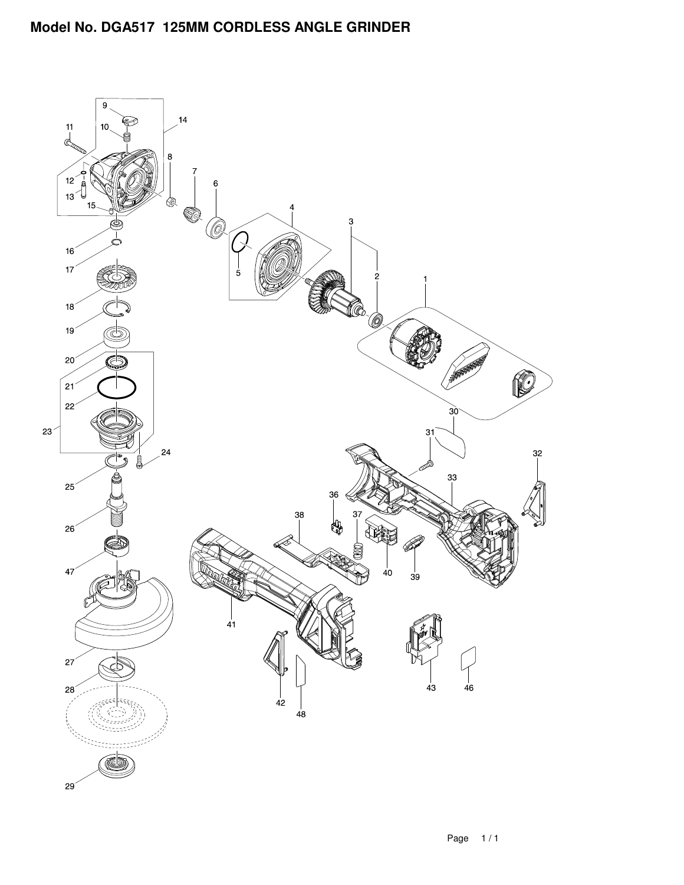# Model No. DGA517 125MM CORDLESS ANGLE GRINDER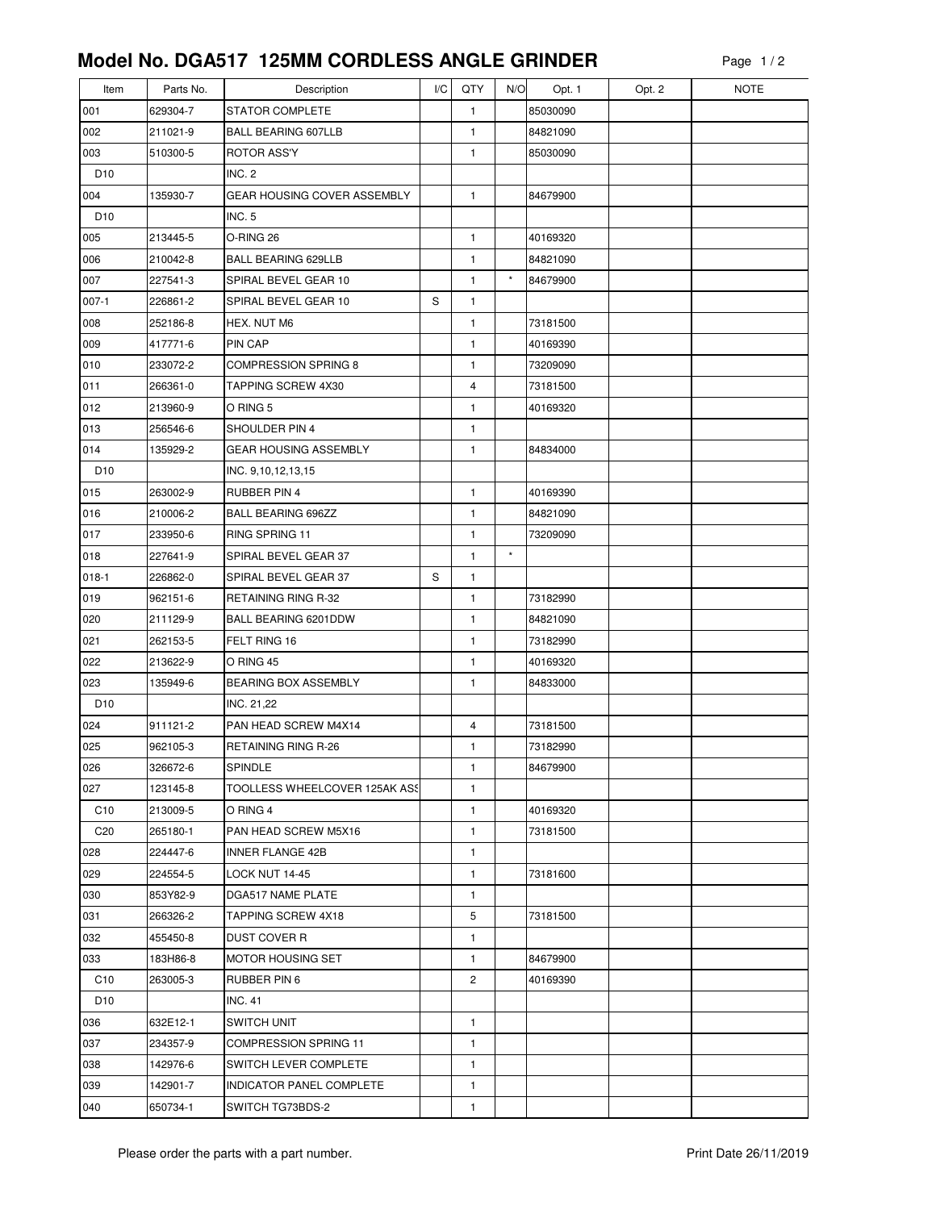# Model No. DGA517  125MM CORDLESS ANGLE GRINDER

| Item | Parts No. | Description | I/C | QTY | N/O | Opt. 1 | Opt. 2 | NOTE |
|---|---|---|---|---|---|---|---|---|
| 001 | 629304-7 | STATOR COMPLETE | | 1 | | 85030090 | | |
| 002 | 211021-9 | BALL BEARING 607LLB | | 1 | | 84821090 | | |
| 003 | 510300-5 | ROTOR ASS'Y | | 1 | | 85030090 | | |
| D10 | | INC. 2 | | | | | | |
| 004 | 135930-7 | GEAR HOUSING COVER ASSEMBLY | | 1 | | 84679900 | | |
| D10 | | INC. 5 | | | | | | |
| 005 | 213445-5 | O-RING 26 | | 1 | | 40169320 | | |
| 006 | 210042-8 | BALL BEARING 629LLB | | 1 | | 84821090 | | |
| 007 | 227541-3 | SPIRAL BEVEL GEAR 10 | | 1 | * | 84679900 | | |
| 007-1 | 226861-2 | SPIRAL BEVEL GEAR 10 | S | 1 | | | | |
| 008 | 252186-8 | HEX. NUT M6 | | 1 | | 73181500 | | |
| 009 | 417771-6 | PIN CAP | | 1 | | 40169390 | | |
| 010 | 233072-2 | COMPRESSION SPRING 8 | | 1 | | 73209090 | | |
| 011 | 266361-0 | TAPPING SCREW 4X30 | | 4 | | 73181500 | | |
| 012 | 213960-9 | O RING 5 | | 1 | | 40169320 | | |
| 013 | 256546-6 | SHOULDER PIN 4 | | 1 | | | | |
| 014 | 135929-2 | GEAR HOUSING ASSEMBLY | | 1 | | 84834000 | | |
| D10 | | INC. 9,10,12,13,15 | | | | | | |
| 015 | 263002-9 | RUBBER PIN 4 | | 1 | | 40169390 | | |
| 016 | 210006-2 | BALL BEARING 696ZZ | | 1 | | 84821090 | | |
| 017 | 233950-6 | RING SPRING 11 | | 1 | | 73209090 | | |
| 018 | 227641-9 | SPIRAL BEVEL GEAR 37 | | 1 | * | | | |
| 018-1 | 226862-0 | SPIRAL BEVEL GEAR 37 | S | 1 | | | | |
| 019 | 962151-6 | RETAINING RING R-32 | | 1 | | 73182990 | | |
| 020 | 211129-9 | BALL BEARING 6201DDW | | 1 | | 84821090 | | |
| 021 | 262153-5 | FELT RING 16 | | 1 | | 73182990 | | |
| 022 | 213622-9 | O RING 45 | | 1 | | 40169320 | | |
| 023 | 135949-6 | BEARING BOX ASSEMBLY | | 1 | | 84833000 | | |
| D10 | | INC. 21,22 | | | | | | |
| 024 | 911121-2 | PAN HEAD SCREW M4X14 | | 4 | | 73181500 | | |
| 025 | 962105-3 | RETAINING RING R-26 | | 1 | | 73182990 | | |
| 026 | 326672-6 | SPINDLE | | 1 | | 84679900 | | |
| 027 | 123145-8 | TOOLLESS WHEELCOVER 125AK ASS | | 1 | | | | |
| C10 | 213009-5 | O RING 4 | | 1 | | 40169320 | | |
| C20 | 265180-1 | PAN HEAD SCREW M5X16 | | 1 | | 73181500 | | |
| 028 | 224447-6 | INNER FLANGE 42B | | 1 | | | | |
| 029 | 224554-5 | LOCK NUT 14-45 | | 1 | | 73181600 | | |
| 030 | 853Y82-9 | DGA517 NAME PLATE | | 1 | | | | |
| 031 | 266326-2 | TAPPING SCREW 4X18 | | 5 | | 73181500 | | |
| 032 | 455450-8 | DUST COVER R | | 1 | | | | |
| 033 | 183H86-8 | MOTOR HOUSING SET | | 1 | | 84679900 | | |
| C10 | 263005-3 | RUBBER PIN 6 | | 2 | | 40169390 | | |
| D10 | | INC. 41 | | | | | | |
| 036 | 632E12-1 | SWITCH UNIT | | 1 | | | | |
| 037 | 234357-9 | COMPRESSION SPRING 11 | | 1 | | | | |
| 038 | 142976-6 | SWITCH LEVER COMPLETE | | 1 | | | | |
| 039 | 142901-7 | INDICATOR PANEL COMPLETE | | 1 | | | | |
| 040 | 650734-1 | SWITCH TG73BDS-2 | | 1 | | | | |

Please order the parts with a part number.

Print Date 26/11/2019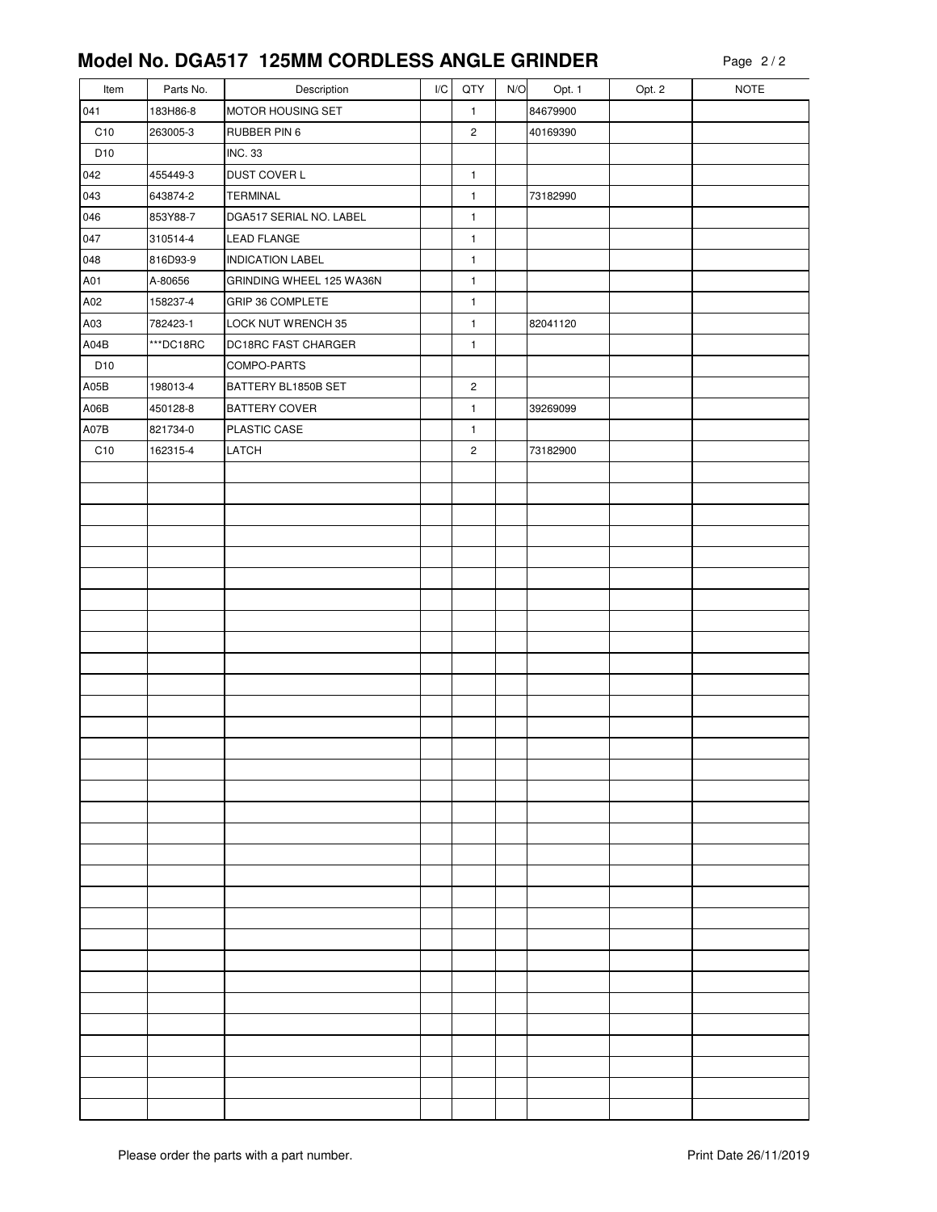# Model No. DGA517 125MM CORDLESS ANGLE GRINDER

| Item | Parts No. | Description | I/C | QTY | N/O | Opt. 1 | Opt. 2 | NOTE |
|---|---|---|---|---|---|---|---|---|
| 041 | 183H86-8 | MOTOR HOUSING SET | | 1 | | 84679900 | | |
| C10 | 263005-3 | RUBBER PIN 6 | | 2 | | 40169390 | | |
| D10 | | INC. 33 | | | | | | |
| 042 | 455449-3 | DUST COVER L | | 1 | | | | |
| 043 | 643874-2 | TERMINAL | | 1 | | 73182990 | | |
| 046 | 853Y88-7 | DGA517 SERIAL NO. LABEL | | 1 | | | | |
| 047 | 310514-4 | LEAD FLANGE | | 1 | | | | |
| 048 | 816D93-9 | INDICATION LABEL | | 1 | | | | |
| A01 | A-80656 | GRINDING WHEEL 125 WA36N | | 1 | | | | |
| A02 | 158237-4 | GRIP 36 COMPLETE | | 1 | | | | |
| A03 | 782423-1 | LOCK NUT WRENCH 35 | | 1 | | 82041120 | | |
| A04B | ***DC18RC | DC18RC FAST CHARGER | | 1 | | | | |
| D10 | | COMPO-PARTS | | | | | | |
| A05B | 198013-4 | BATTERY BL1850B SET | | 2 | | | | |
| A06B | 450128-8 | BATTERY COVER | | 1 | | 39269099 | | |
| A07B | 821734-0 | PLASTIC CASE | | 1 | | | | |
| C10 | 162315-4 | LATCH | | 2 | | 73182900 | | |

Please order the parts with a part number.

Print Date 26/11/2019